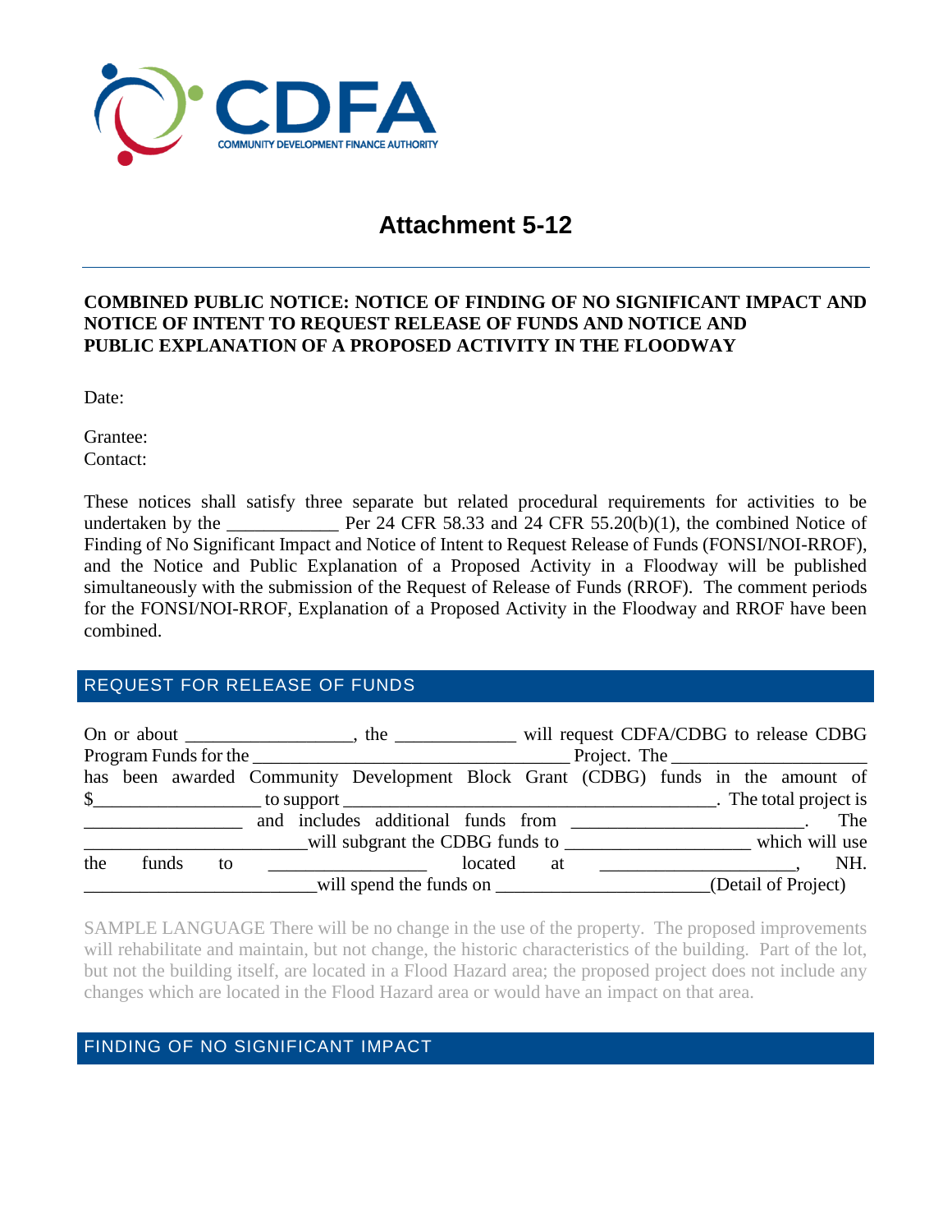# Attachment 5-12

**COMBINED PUBLIC NOTICE: NOTICE OF FINDING OF NO SIGNIFICANT IMPACT AND NOTICE OF INTENT TO REQUEST RELEASE OF FUNDS AND NOTICE AND PUBLIC EXPLANATION OF A PROPOSED ACTIVITY IN THE FLOODWAY**

Date:

Grantee:
Contact:

These notices shall satisfy three separate but related procedural requirements for activities to be undertaken by the ___________ Per 24 CFR 58.33 and 24 CFR 55.20(b)(1), the combined Notice of Finding of No Significant Impact and Notice of Intent to Request Release of Funds (FONSI/NOI-RROF), and the Notice and Public Explanation of a Proposed Activity in a Floodway will be published simultaneously with the submission of the Request of Release of Funds (RROF). The comment periods for the FONSI/NOI-RROF, Explanation of a Proposed Activity in the Floodway and RROF have been combined.

## REQUEST FOR RELEASE OF FUNDS

On or about _________________, the ____________ will request CDFA/CDBG to release CDBG Program Funds for the ________________________________ Project. The ____________________ has been awarded Community Development Block Grant (CDBG) funds in the amount of $_________________ to support _______________________________________. The total project is ________________ and includes additional funds from _______________________. The ______________________will subgrant the CDBG funds to ___________________ which will use the funds to ________________ located at ____________________, NH. ________________________will spend the funds on ______________________(Detail of Project)

SAMPLE LANGUAGE There will be no change in the use of the property. The proposed improvements will rehabilitate and maintain, but not change, the historic characteristics of the building. Part of the lot, but not the building itself, are located in a Flood Hazard area; the proposed project does not include any changes which are located in the Flood Hazard area or would have an impact on that area.

## FINDING OF NO SIGNIFICANT IMPACT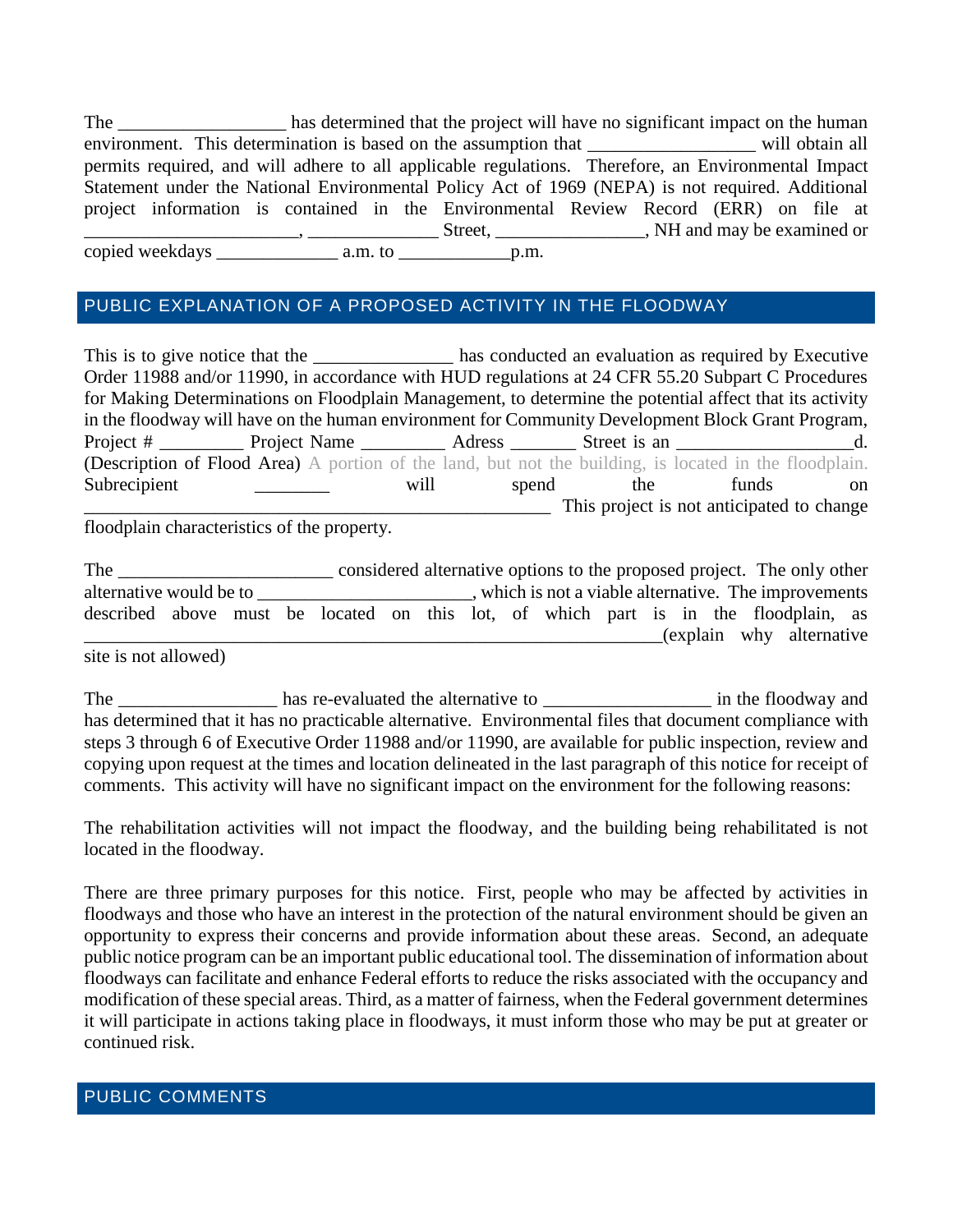The __________________ has determined that the project will have no significant impact on the human environment. This determination is based on the assumption that __________________ will obtain all permits required, and will adhere to all applicable regulations. Therefore, an Environmental Impact Statement under the National Environmental Policy Act of 1969 (NEPA) is not required. Additional project information is contained in the Environmental Review Record (ERR) on file at _______________________, ______________ Street, ________________, NH and may be examined or copied weekdays _____________ a.m. to ____________p.m.

## PUBLIC EXPLANATION OF A PROPOSED ACTIVITY IN THE FLOODWAY

This is to give notice that the _______________ has conducted an evaluation as required by Executive Order 11988 and/or 11990, in accordance with HUD regulations at 24 CFR 55.20 Subpart C Procedures for Making Determinations on Floodplain Management, to determine the potential affect that its activity in the floodway will have on the human environment for Community Development Block Grant Program, Project # _________ Project Name _________ Adress _______ Street is an ___________________d. (Description of Flood Area) A portion of the land, but not the building, is located in the floodplain. Subrecipient ________ will spend the funds on ___________________________________________________ This project is not anticipated to change floodplain characteristics of the property.

The _______________________ considered alternative options to the proposed project. The only other alternative would be to ______________________, which is not a viable alternative. The improvements described above must be located on this lot, of which part is in the floodplain, as ______________________________________________________________(explain why alternative site is not allowed)

The _________________ has re-evaluated the alternative to __________________ in the floodway and has determined that it has no practicable alternative. Environmental files that document compliance with steps 3 through 6 of Executive Order 11988 and/or 11990, are available for public inspection, review and copying upon request at the times and location delineated in the last paragraph of this notice for receipt of comments. This activity will have no significant impact on the environment for the following reasons:

The rehabilitation activities will not impact the floodway, and the building being rehabilitated is not located in the floodway.

There are three primary purposes for this notice. First, people who may be affected by activities in floodways and those who have an interest in the protection of the natural environment should be given an opportunity to express their concerns and provide information about these areas. Second, an adequate public notice program can be an important public educational tool. The dissemination of information about floodways can facilitate and enhance Federal efforts to reduce the risks associated with the occupancy and modification of these special areas. Third, as a matter of fairness, when the Federal government determines it will participate in actions taking place in floodways, it must inform those who may be put at greater or continued risk.

## PUBLIC COMMENTS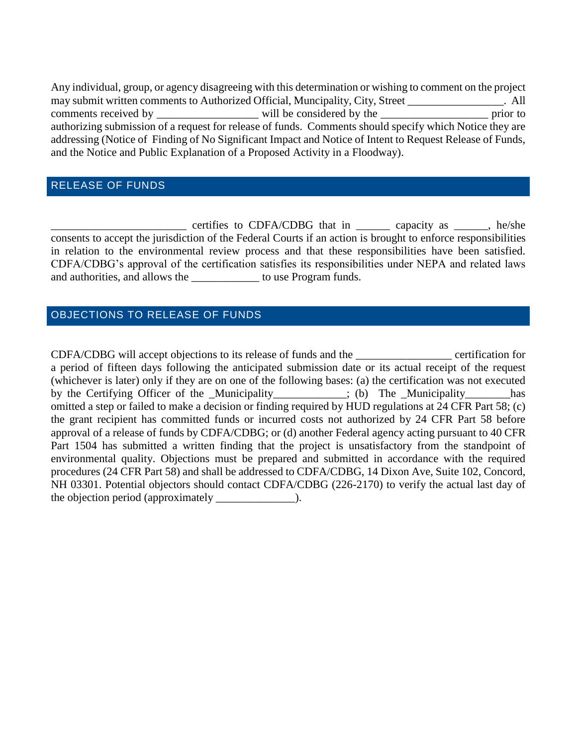Any individual, group, or agency disagreeing with this determination or wishing to comment on the project may submit written comments to Authorized Official, Muncipality, City, Street _________________. All comments received by _________________ will be considered by the __________________ prior to authorizing submission of a request for release of funds. Comments should specify which Notice they are addressing (Notice of Finding of No Significant Impact and Notice of Intent to Request Release of Funds, and the Notice and Public Explanation of a Proposed Activity in a Floodway).

## RELEASE OF FUNDS

_______________________ certifies to CDFA/CDBG that in ______ capacity as ______, he/she consents to accept the jurisdiction of the Federal Courts if an action is brought to enforce responsibilities in relation to the environmental review process and that these responsibilities have been satisfied. CDFA/CDBG's approval of the certification satisfies its responsibilities under NEPA and related laws and authorities, and allows the ____________ to use Program funds.

## OBJECTIONS TO RELEASE OF FUNDS

CDFA/CDBG will accept objections to its release of funds and the ________________ certification for a period of fifteen days following the anticipated submission date or its actual receipt of the request (whichever is later) only if they are on one of the following bases: (a) the certification was not executed by the Certifying Officer of the _Municipality____________; (b) The _Municipality________has omitted a step or failed to make a decision or finding required by HUD regulations at 24 CFR Part 58; (c) the grant recipient has committed funds or incurred costs not authorized by 24 CFR Part 58 before approval of a release of funds by CDFA/CDBG; or (d) another Federal agency acting pursuant to 40 CFR Part 1504 has submitted a written finding that the project is unsatisfactory from the standpoint of environmental quality. Objections must be prepared and submitted in accordance with the required procedures (24 CFR Part 58) and shall be addressed to CDFA/CDBG, 14 Dixon Ave, Suite 102, Concord, NH 03301. Potential objectors should contact CDFA/CDBG (226-2170) to verify the actual last day of the objection period (approximately ______________).